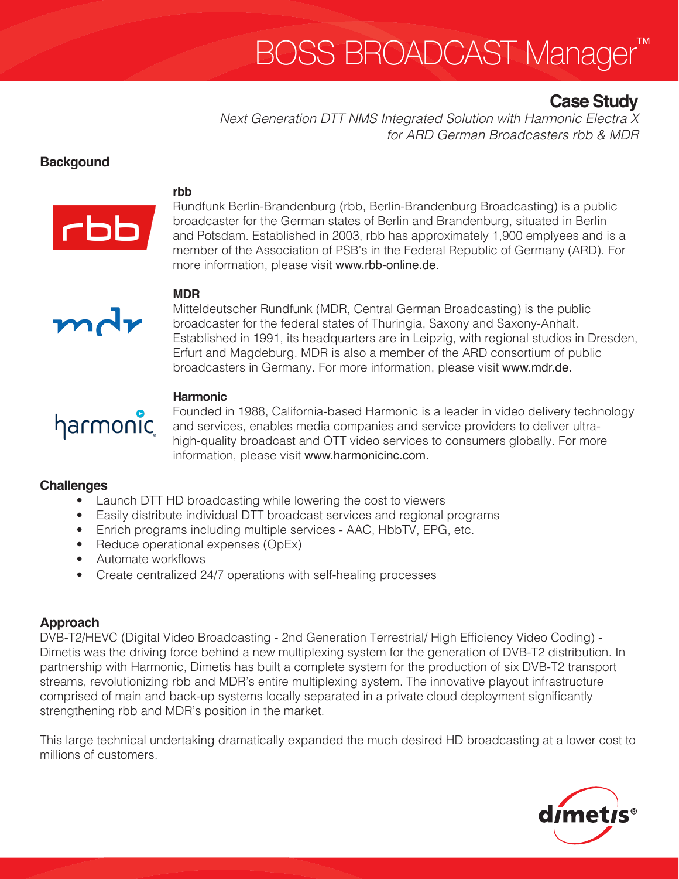# BOSS BROADCAST Manager™

## Case Study

*Next Generation DTT NMS Integrated Solution with Harmonic Electra X for ARD German Broadcasters rbb & MDR*

### Backgound

**rbb**

Rundfunk Berlin-Brandenburg (rbb, Berlin-Brandenburg Broadcasting) is a public broadcaster for the German states of Berlin and Brandenburg, situated in Berlin and Potsdam. Established in 2003, rbb has approximately 1,900 emplyees and is a member of the Association of PSB's in the Federal Republic of Germany (ARD). For more information, please visit www.rbb-online.de.

**MDR**

Mitteldeutscher Rundfunk (MDR, Central German Broadcasting) is the public broadcaster for the federal states of Thuringia, Saxony and Saxony-Anhalt. Established in 1991, its headquarters are in Leipzig, with regional studios in Dresden, Erfurt and Magdeburg. MDR is also a member of the ARD consortium of public broadcasters in Germany. For more information, please visit www.mdr.de.

**Harmonic**

Founded in 1988, California-based Harmonic is a leader in video delivery technology and services, enables media companies and service providers to deliver ultra-high-quality broadcast and OTT video services to consumers globally. For more information, please visit www.harmonicinc.com.

### Challenges

- Launch DTT HD broadcasting while lowering the cost to viewers
- Easily distribute individual DTT broadcast services and regional programs
- Enrich programs including multiple services - AAC, HbbTV, EPG, etc.
- Reduce operational expenses (OpEx)
- Automate workflows
- Create centralized 24/7 operations with self-healing processes

### Approach

DVB-T2/HEVC (Digital Video Broadcasting - 2nd Generation Terrestrial/ High Efficiency Video Coding) - Dimetis was the driving force behind a new multiplexing system for the generation of DVB-T2 distribution. In partnership with Harmonic, Dimetis has built a complete system for the production of six DVB-T2 transport streams, revolutionizing rbb and MDR's entire multiplexing system. The innovative playout infrastructure comprised of main and back-up systems locally separated in a private cloud deployment significantly strengthening rbb and MDR's position in the market.

This large technical undertaking dramatically expanded the much desired HD broadcasting at a lower cost to millions of customers.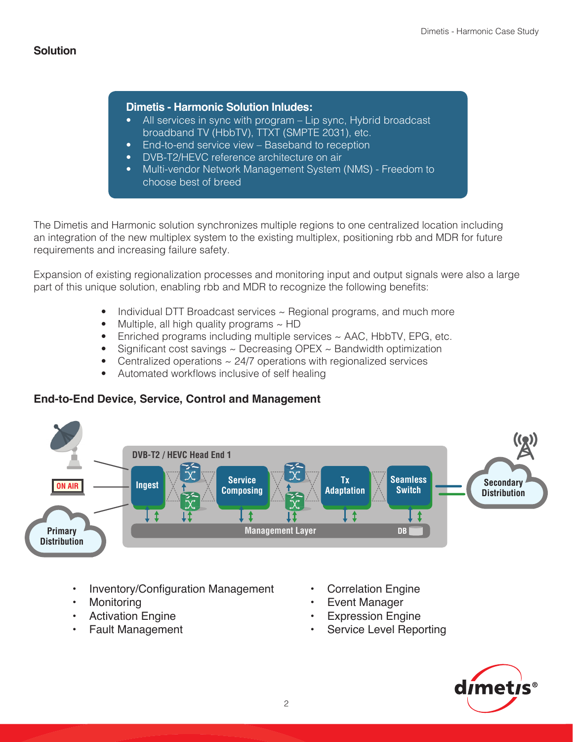## Solution

**Dimetis - Harmonic Solution Inludes:**

- All services in sync with program – Lip sync, Hybrid broadcast broadband TV (HbbTV), TTXT (SMPTE 2031), etc.
- End-to-end service view – Baseband to reception
- DVB-T2/HEVC reference architecture on air
- Multi-vendor Network Management System (NMS) - Freedom to choose best of breed

The Dimetis and Harmonic solution synchronizes multiple regions to one centralized location including an integration of the new multiplex system to the existing multiplex, positioning rbb and MDR for future requirements and increasing failure safety.

Expansion of existing regionalization processes and monitoring input and output signals were also a large part of this unique solution, enabling rbb and MDR to recognize the following benefits:

- Individual DTT Broadcast services ~ Regional programs, and much more
- Multiple, all high quality programs ~ HD
- Enriched programs including multiple services ~ AAC, HbbTV, EPG, etc.
- Significant cost savings ~ Decreasing OPEX ~ Bandwidth optimization
- Centralized operations ~ 24/7 operations with regionalized services
- Automated workflows inclusive of self healing

## End-to-End Device, Service, Control and Management

ON AIR | Primary Distribution | DVB-T2 / HEVC Head End 1 | Ingest | Service Composing | Tx Adaptation | Seamless Switch | Management Layer | DB | Secondary Distribution

- Inventory/Configuration Management
- Monitoring
- Activation Engine
- Fault Management
- Correlation Engine
- Event Manager
- Expression Engine
- Service Level Reporting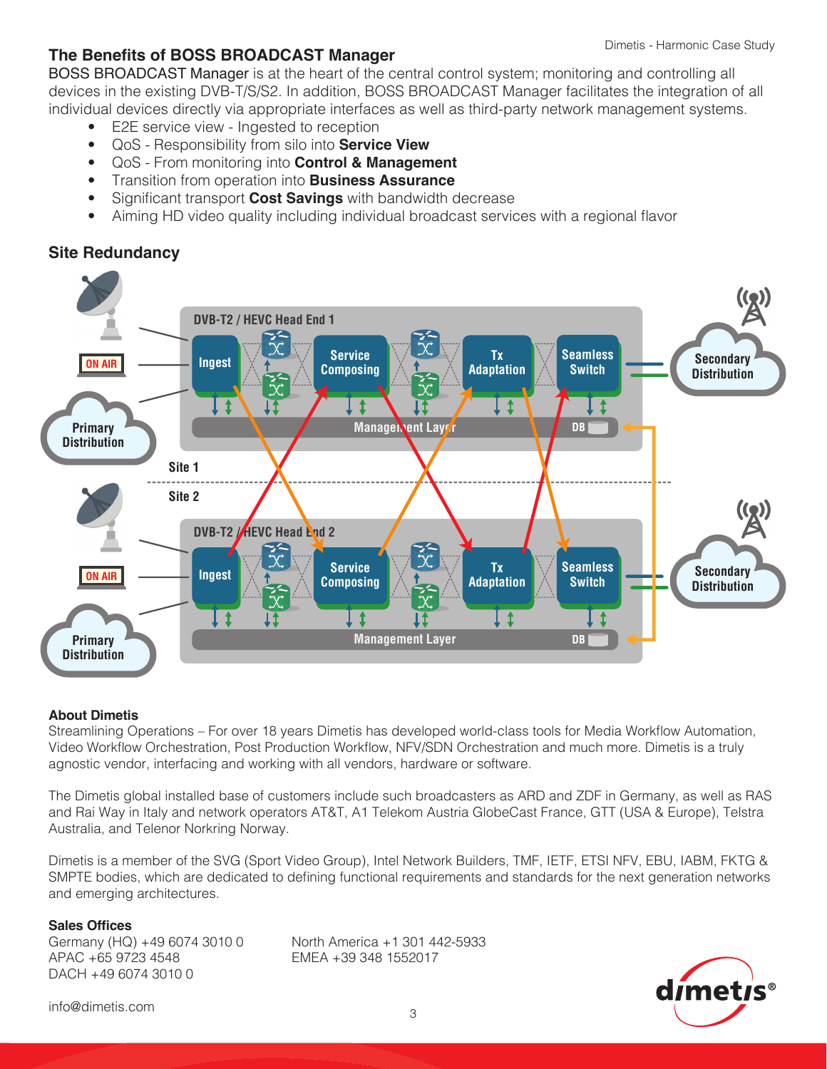## The Benefits of BOSS BROADCAST Manager

BOSS BROADCAST Manager is at the heart of the central control system; monitoring and controlling all devices in the existing DVB-T/S/S2. In addition, BOSS BROADCAST Manager facilitates the integration of all individual devices directly via appropriate interfaces as well as third-party network management systems.

- E2E service view - Ingested to reception
- QoS - Responsibility from silo into **Service View**
- QoS - From monitoring into **Control & Management**
- Transition from operation into **Business Assurance**
- Significant transport **Cost Savings** with bandwidth decrease
- Aiming HD video quality including individual broadcast services with a regional flavor

## Site Redundancy

DVB-T2 / HEVC Head End 1

ON AIR

Primary Distribution

Ingest

Service Composing

Tx Adaptation

Seamless Switch

Management Layer

DB

Secondary Distribution

Site 1

Site 2

DVB-T2 / HEVC Head End 2

ON AIR

Primary Distribution

Ingest

Service Composing

Tx Adaptation

Seamless Switch

Management Layer

DB

Secondary Distribution

### About Dimetis

Streamlining Operations – For over 18 years Dimetis has developed world-class tools for Media Workflow Automation, Video Workflow Orchestration, Post Production Workflow, NFV/SDN Orchestration and much more. Dimetis is a truly agnostic vendor, interfacing and working with all vendors, hardware or software.

The Dimetis global installed base of customers include such broadcasters as ARD and ZDF in Germany, as well as RAS and Rai Way in Italy and network operators AT&T, A1 Telekom Austria GlobeCast France, GTT (USA & Europe), Telstra Australia, and Telenor Norkring Norway.

Dimetis is a member of the SVG (Sport Video Group), Intel Network Builders, TMF, IETF, ETSI NFV, EBU, IABM, FKTG & SMPTE bodies, which are dedicated to defining functional requirements and standards for the next generation networks and emerging architectures.

### Sales Offices

Germany (HQ) +49 6074 3010 0
APAC +65 9723 4548
DACH +49 6074 3010 0

North America +1 301 442-5933
EMEA +39 348 1552017

info@dimetis.com

dimetis®